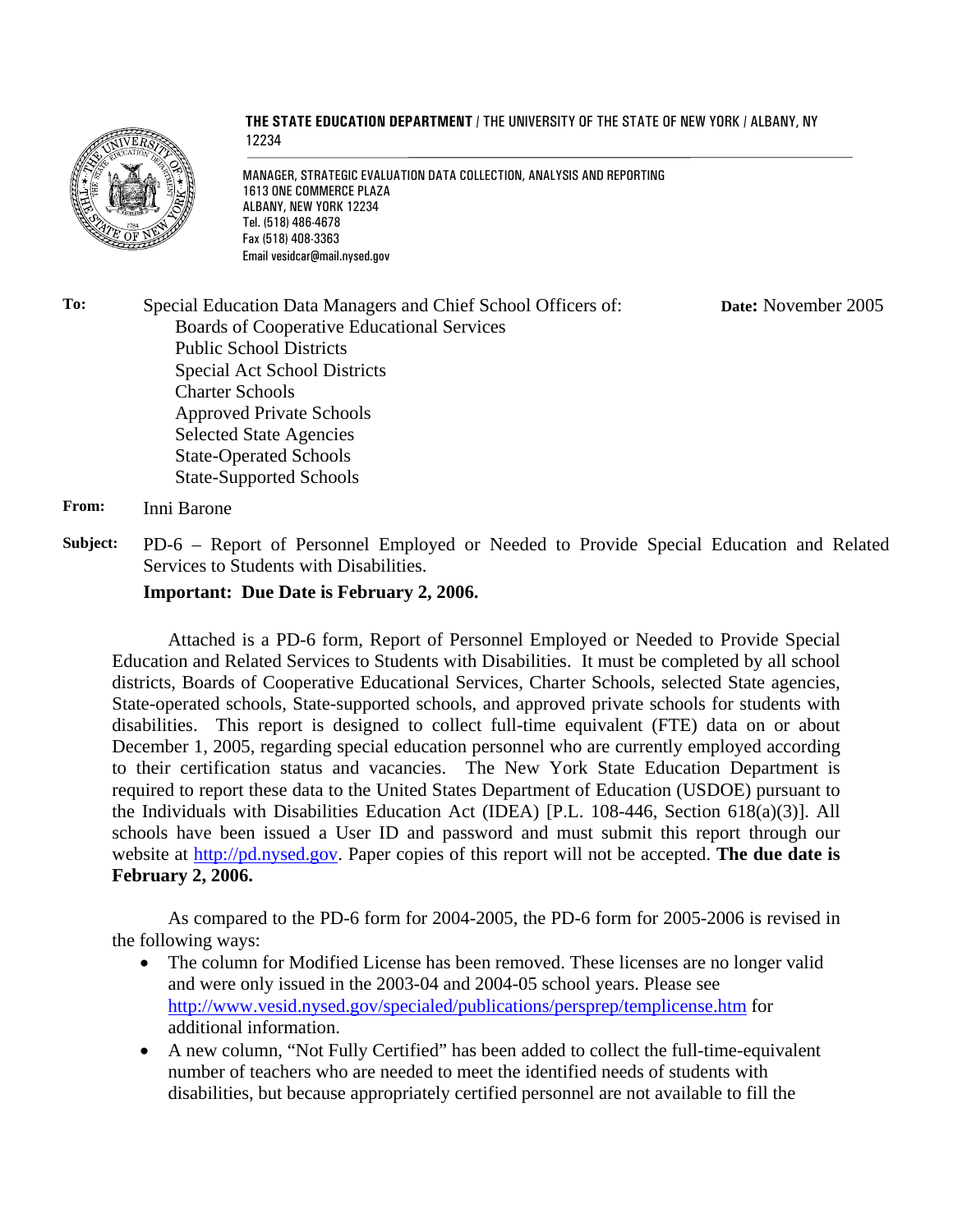**THE STATE EDUCATION DEPARTMENT** / THE UNIVERSITY OF THE STATE OF NEW YORK / ALBANY, NY 12234

MANAGER, STRATEGIC EVALUATION DATA COLLECTION, ANALYSIS AND REPORTING
1613 ONE COMMERCE PLAZA
ALBANY, NEW YORK 12234
Tel. (518) 486-4678
Fax (518) 408-3363
Email vesidcar@mail.nysed.gov

**To:** Special Education Data Managers and Chief School Officers of:
Boards of Cooperative Educational Services
Public School Districts
Special Act School Districts
Charter Schools
Approved Private Schools
Selected State Agencies
State-Operated Schools
State-Supported Schools

**Date:** November 2005

**From:** Inni Barone

**Subject:** PD-6 – Report of Personnel Employed or Needed to Provide Special Education and Related Services to Students with Disabilities.

**Important: Due Date is February 2, 2006.**

Attached is a PD-6 form, Report of Personnel Employed or Needed to Provide Special Education and Related Services to Students with Disabilities. It must be completed by all school districts, Boards of Cooperative Educational Services, Charter Schools, selected State agencies, State-operated schools, State-supported schools, and approved private schools for students with disabilities. This report is designed to collect full-time equivalent (FTE) data on or about December 1, 2005, regarding special education personnel who are currently employed according to their certification status and vacancies. The New York State Education Department is required to report these data to the United States Department of Education (USDOE) pursuant to the Individuals with Disabilities Education Act (IDEA) [P.L. 108-446, Section 618(a)(3)]. All schools have been issued a User ID and password and must submit this report through our website at http://pd.nysed.gov. Paper copies of this report will not be accepted. **The due date is February 2, 2006.**

As compared to the PD-6 form for 2004-2005, the PD-6 form for 2005-2006 is revised in the following ways:

- The column for Modified License has been removed. These licenses are no longer valid and were only issued in the 2003-04 and 2004-05 school years. Please see http://www.vesid.nysed.gov/specialed/publications/persprep/templicense.htm for additional information.
- A new column, "Not Fully Certified" has been added to collect the full-time-equivalent number of teachers who are needed to meet the identified needs of students with disabilities, but because appropriately certified personnel are not available to fill the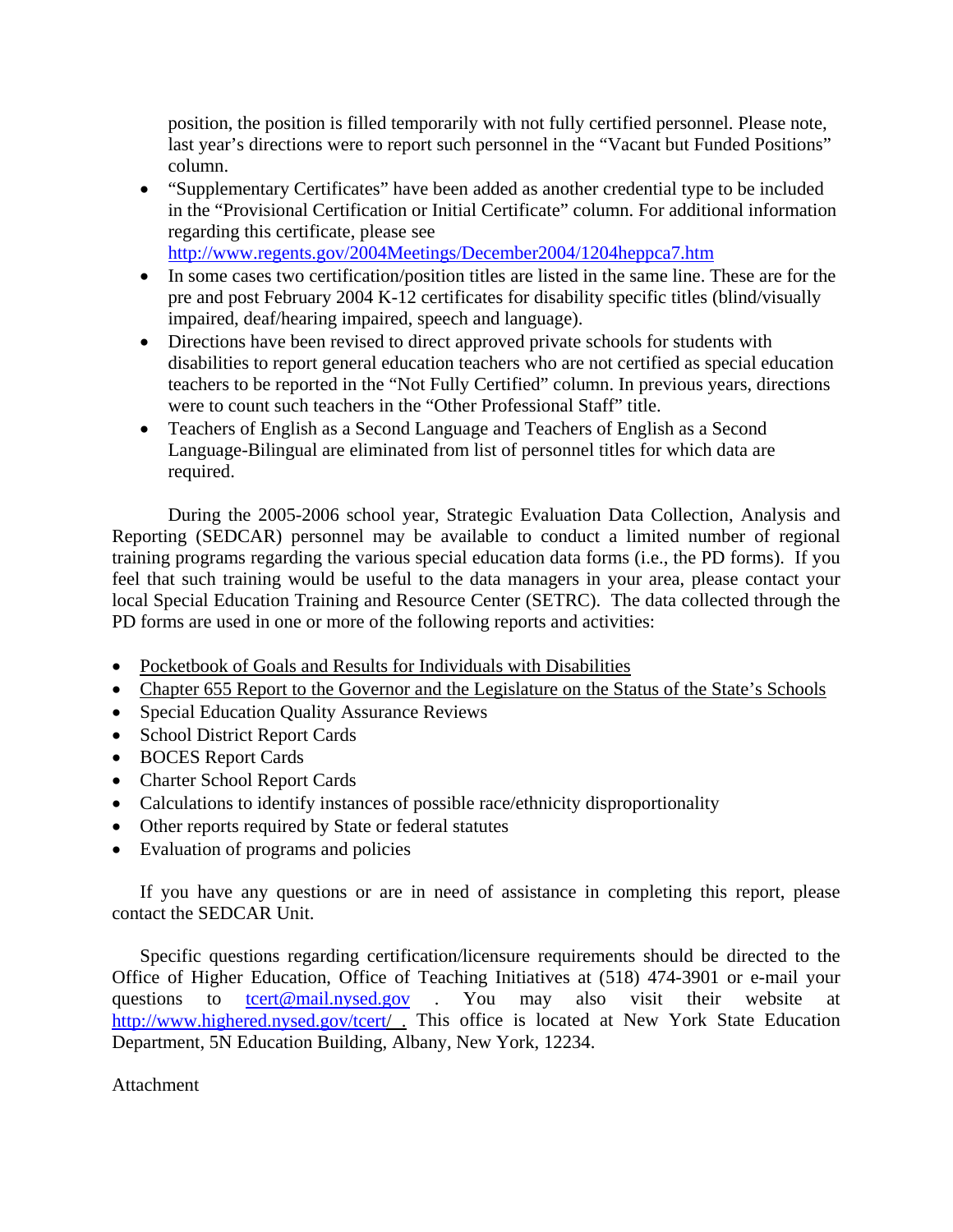position, the position is filled temporarily with not fully certified personnel. Please note, last year's directions were to report such personnel in the "Vacant but Funded Positions" column.

- "Supplementary Certificates" have been added as another credential type to be included in the "Provisional Certification or Initial Certificate" column. For additional information regarding this certificate, please see http://www.regents.gov/2004Meetings/December2004/1204heppca7.htm
- In some cases two certification/position titles are listed in the same line. These are for the pre and post February 2004 K-12 certificates for disability specific titles (blind/visually impaired, deaf/hearing impaired, speech and language).
- Directions have been revised to direct approved private schools for students with disabilities to report general education teachers who are not certified as special education teachers to be reported in the "Not Fully Certified" column. In previous years, directions were to count such teachers in the "Other Professional Staff" title.
- Teachers of English as a Second Language and Teachers of English as a Second Language-Bilingual are eliminated from list of personnel titles for which data are required.

During the 2005-2006 school year, Strategic Evaluation Data Collection, Analysis and Reporting (SEDCAR) personnel may be available to conduct a limited number of regional training programs regarding the various special education data forms (i.e., the PD forms). If you feel that such training would be useful to the data managers in your area, please contact your local Special Education Training and Resource Center (SETRC). The data collected through the PD forms are used in one or more of the following reports and activities:

- Pocketbook of Goals and Results for Individuals with Disabilities
- Chapter 655 Report to the Governor and the Legislature on the Status of the State's Schools
- Special Education Quality Assurance Reviews
- School District Report Cards
- BOCES Report Cards
- Charter School Report Cards
- Calculations to identify instances of possible race/ethnicity disproportionality
- Other reports required by State or federal statutes
- Evaluation of programs and policies

If you have any questions or are in need of assistance in completing this report, please contact the SEDCAR Unit.

Specific questions regarding certification/licensure requirements should be directed to the Office of Higher Education, Office of Teaching Initiatives at (518) 474-3901 or e-mail your questions to tcert@mail.nysed.gov . You may also visit their website at http://www.highered.nysed.gov/tcert/ . This office is located at New York State Education Department, 5N Education Building, Albany, New York, 12234.

Attachment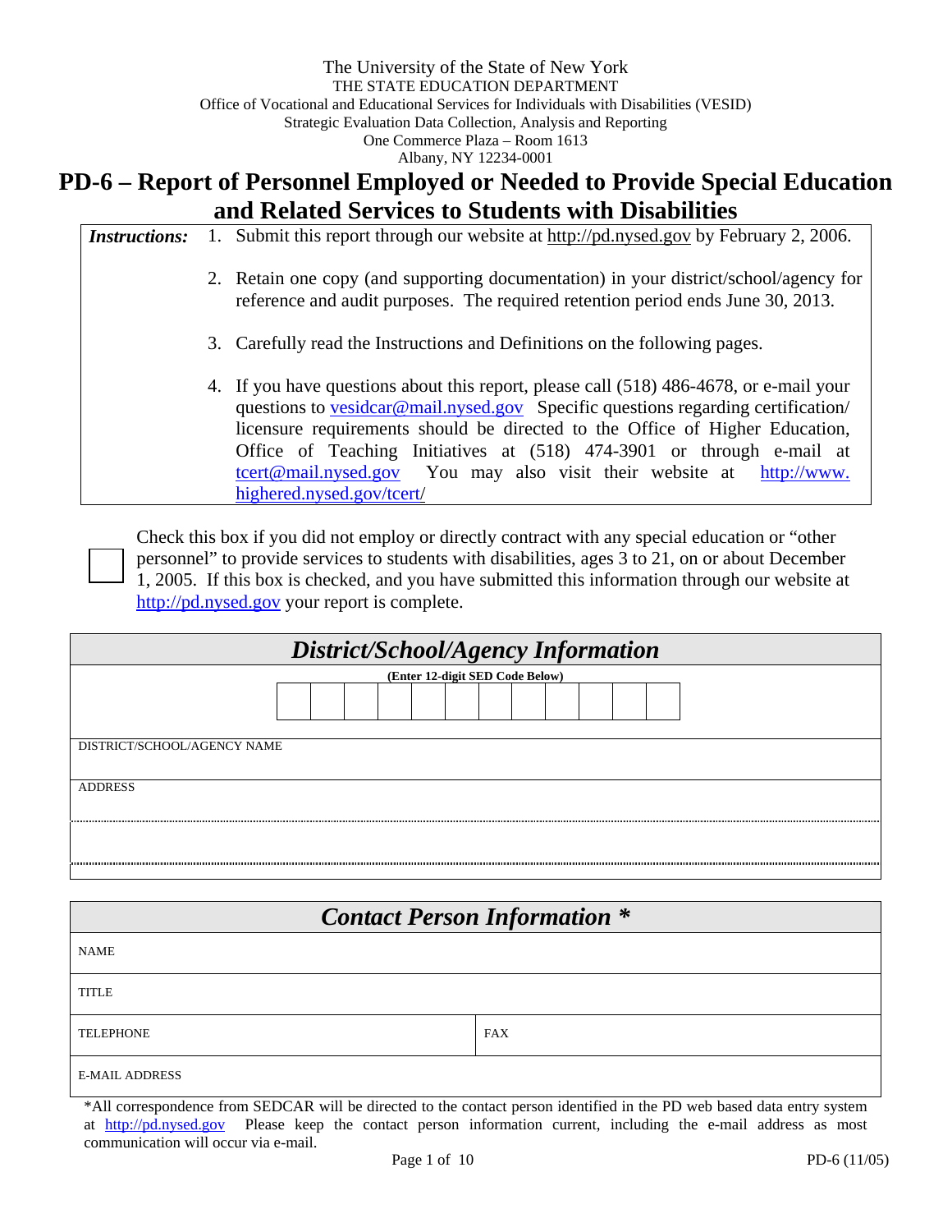The University of the State of New York
THE STATE EDUCATION DEPARTMENT
Office of Vocational and Educational Services for Individuals with Disabilities (VESID)
Strategic Evaluation Data Collection, Analysis and Reporting
One Commerce Plaza – Room 1613
Albany, NY 12234-0001

# PD-6 – Report of Personnel Employed or Needed to Provide Special Education and Related Services to Students with Disabilities

***Instructions:***

1. Submit this report through our website at http://pd.nysed.gov by February 2, 2006.
2. Retain one copy (and supporting documentation) in your district/school/agency for reference and audit purposes. The required retention period ends June 30, 2013.
3. Carefully read the Instructions and Definitions on the following pages.
4. If you have questions about this report, please call (518) 486-4678, or e-mail your questions to vesidcar@mail.nysed.gov Specific questions regarding certification/licensure requirements should be directed to the Office of Higher Education, Office of Teaching Initiatives at (518) 474-3901 or through e-mail at tcert@mail.nysed.gov You may also visit their website at http://www.highered.nysed.gov/tcert/

☐ Check this box if you did not employ or directly contract with any special education or "other personnel" to provide services to students with disabilities, ages 3 to 21, on or about December 1, 2005. If this box is checked, and you have submitted this information through our website at http://pd.nysed.gov your report is complete.

## *District/School/Agency Information*

(Enter 12-digit SED Code Below)

| | | | | | | | | | | | |
|---|---|---|---|---|---|---|---|---|---|---|---|
| | | | | | | | | | | | |

DISTRICT/SCHOOL/AGENCY NAME

ADDRESS

## *Contact Person Information \**

| | |
|---|---|
| NAME | |
| TITLE | |
| TELEPHONE | FAX |
| E-MAIL ADDRESS | |

*All correspondence from SEDCAR will be directed to the contact person identified in the PD web based data entry system at http://pd.nysed.gov Please keep the contact person information current, including the e-mail address as most communication will occur via e-mail.

PD-6 (11/05)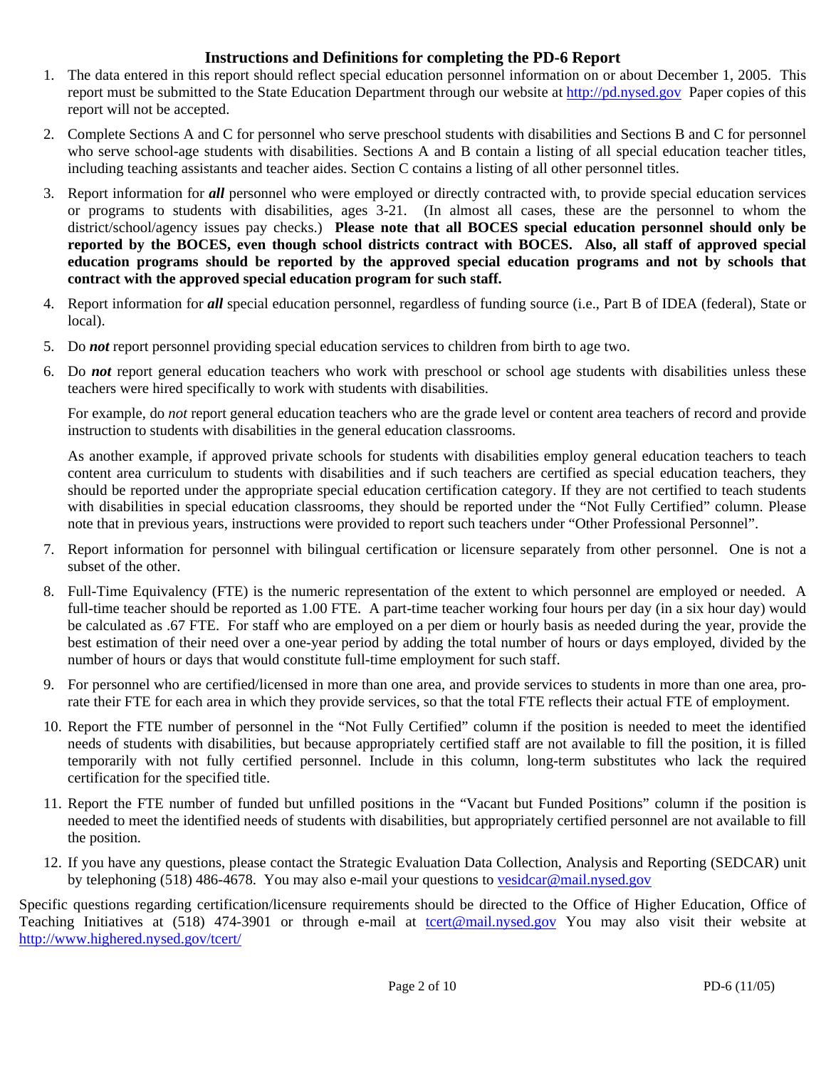## Instructions and Definitions for completing the PD-6 Report

1. The data entered in this report should reflect special education personnel information on or about December 1, 2005. This report must be submitted to the State Education Department through our website at http://pd.nysed.gov Paper copies of this report will not be accepted.

2. Complete Sections A and C for personnel who serve preschool students with disabilities and Sections B and C for personnel who serve school-age students with disabilities. Sections A and B contain a listing of all special education teacher titles, including teaching assistants and teacher aides. Section C contains a listing of all other personnel titles.

3. Report information for ***all*** personnel who were employed or directly contracted with, to provide special education services or programs to students with disabilities, ages 3-21. (In almost all cases, these are the personnel to whom the district/school/agency issues pay checks.) **Please note that all BOCES special education personnel should only be reported by the BOCES, even though school districts contract with BOCES. Also, all staff of approved special education programs should be reported by the approved special education programs and not by schools that contract with the approved special education program for such staff.**

4. Report information for ***all*** special education personnel, regardless of funding source (i.e., Part B of IDEA (federal), State or local).

5. Do ***not*** report personnel providing special education services to children from birth to age two.

6. Do ***not*** report general education teachers who work with preschool or school age students with disabilities unless these teachers were hired specifically to work with students with disabilities.

   For example, do *not* report general education teachers who are the grade level or content area teachers of record and provide instruction to students with disabilities in the general education classrooms.

   As another example, if approved private schools for students with disabilities employ general education teachers to teach content area curriculum to students with disabilities and if such teachers are certified as special education teachers, they should be reported under the appropriate special education certification category. If they are not certified to teach students with disabilities in special education classrooms, they should be reported under the "Not Fully Certified" column. Please note that in previous years, instructions were provided to report such teachers under "Other Professional Personnel".

7. Report information for personnel with bilingual certification or licensure separately from other personnel. One is not a subset of the other.

8. Full-Time Equivalency (FTE) is the numeric representation of the extent to which personnel are employed or needed. A full-time teacher should be reported as 1.00 FTE. A part-time teacher working four hours per day (in a six hour day) would be calculated as .67 FTE. For staff who are employed on a per diem or hourly basis as needed during the year, provide the best estimation of their need over a one-year period by adding the total number of hours or days employed, divided by the number of hours or days that would constitute full-time employment for such staff.

9. For personnel who are certified/licensed in more than one area, and provide services to students in more than one area, pro-rate their FTE for each area in which they provide services, so that the total FTE reflects their actual FTE of employment.

10. Report the FTE number of personnel in the "Not Fully Certified" column if the position is needed to meet the identified needs of students with disabilities, but because appropriately certified staff are not available to fill the position, it is filled temporarily with not fully certified personnel. Include in this column, long-term substitutes who lack the required certification for the specified title.

11. Report the FTE number of funded but unfilled positions in the "Vacant but Funded Positions" column if the position is needed to meet the identified needs of students with disabilities, but appropriately certified personnel are not available to fill the position.

12. If you have any questions, please contact the Strategic Evaluation Data Collection, Analysis and Reporting (SEDCAR) unit by telephoning (518) 486-4678. You may also e-mail your questions to vesidcar@mail.nysed.gov

Specific questions regarding certification/licensure requirements should be directed to the Office of Higher Education, Office of Teaching Initiatives at (518) 474-3901 or through e-mail at tcert@mail.nysed.gov You may also visit their website at http://www.highered.nysed.gov/tcert/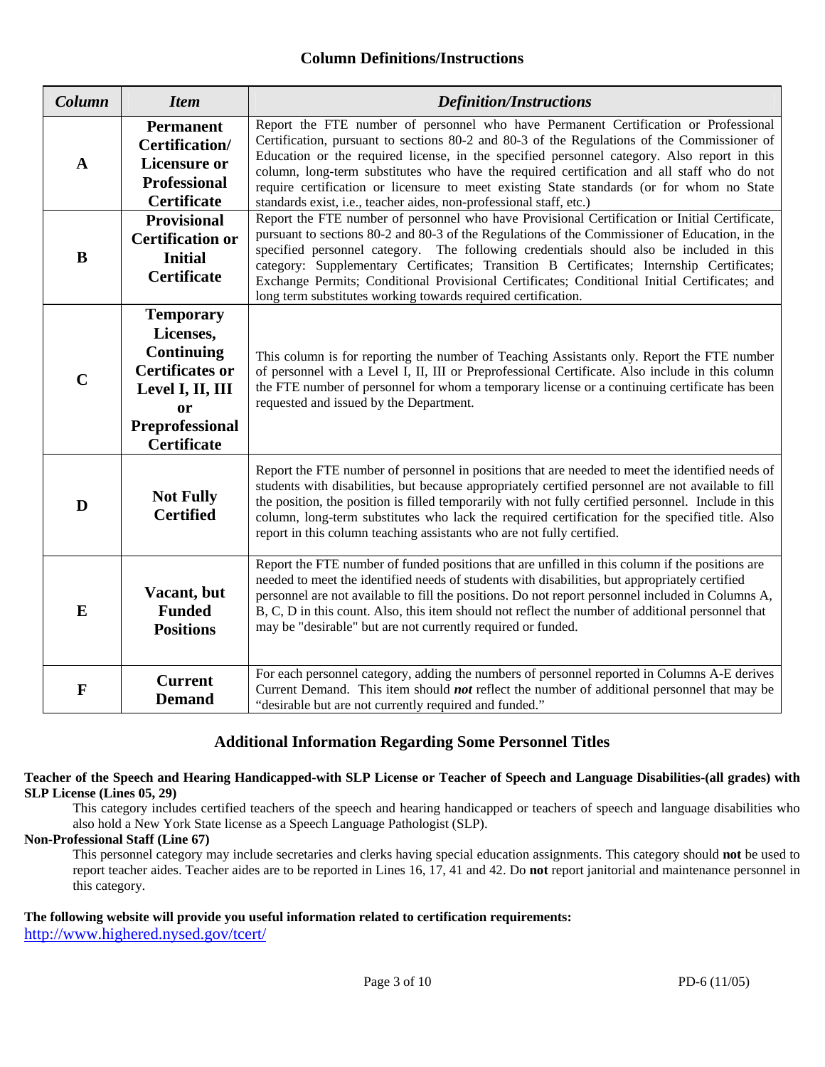## Column Definitions/Instructions

| *Column* | *Item* | *Definition/Instructions* |
|---|---|---|
| **A** | **Permanent Certification/ Licensure or Professional Certificate** | Report the FTE number of personnel who have Permanent Certification or Professional Certification, pursuant to sections 80-2 and 80-3 of the Regulations of the Commissioner of Education or the required license, in the specified personnel category. Also report in this column, long-term substitutes who have the required certification and all staff who do not require certification or licensure to meet existing State standards (or for whom no State standards exist, i.e., teacher aides, non-professional staff, etc.) |
| **B** | **Provisional Certification or Initial Certificate** | Report the FTE number of personnel who have Provisional Certification or Initial Certificate, pursuant to sections 80-2 and 80-3 of the Regulations of the Commissioner of Education, in the specified personnel category. The following credentials should also be included in this category: Supplementary Certificates; Transition B Certificates; Internship Certificates; Exchange Permits; Conditional Provisional Certificates; Conditional Initial Certificates; and long term substitutes working towards required certification. |
| **C** | **Temporary Licenses, Continuing Certificates or Level I, II, III or Preprofessional Certificate** | This column is for reporting the number of Teaching Assistants only. Report the FTE number of personnel with a Level I, II, III or Preprofessional Certificate. Also include in this column the FTE number of personnel for whom a temporary license or a continuing certificate has been requested and issued by the Department. |
| **D** | **Not Fully Certified** | Report the FTE number of personnel in positions that are needed to meet the identified needs of students with disabilities, but because appropriately certified personnel are not available to fill the position, the position is filled temporarily with not fully certified personnel. Include in this column, long-term substitutes who lack the required certification for the specified title. Also report in this column teaching assistants who are not fully certified. |
| **E** | **Vacant, but Funded Positions** | Report the FTE number of funded positions that are unfilled in this column if the positions are needed to meet the identified needs of students with disabilities, but appropriately certified personnel are not available to fill the positions. Do not report personnel included in Columns A, B, C, D in this count. Also, this item should not reflect the number of additional personnel that may be "desirable" but are not currently required or funded. |
| **F** | **Current Demand** | For each personnel category, adding the numbers of personnel reported in Columns A-E derives Current Demand. This item should ***not*** reflect the number of additional personnel that may be "desirable but are not currently required and funded." |

## Additional Information Regarding Some Personnel Titles

**Teacher of the Speech and Hearing Handicapped-with SLP License or Teacher of Speech and Language Disabilities-(all grades) with SLP License (Lines 05, 29)**

This category includes certified teachers of the speech and hearing handicapped or teachers of speech and language disabilities who also hold a New York State license as a Speech Language Pathologist (SLP).

**Non-Professional Staff (Line 67)**

This personnel category may include secretaries and clerks having special education assignments. This category should **not** be used to report teacher aides. Teacher aides are to be reported in Lines 16, 17, 41 and 42. Do **not** report janitorial and maintenance personnel in this category.

**The following website will provide you useful information related to certification requirements:**

http://www.highered.nysed.gov/tcert/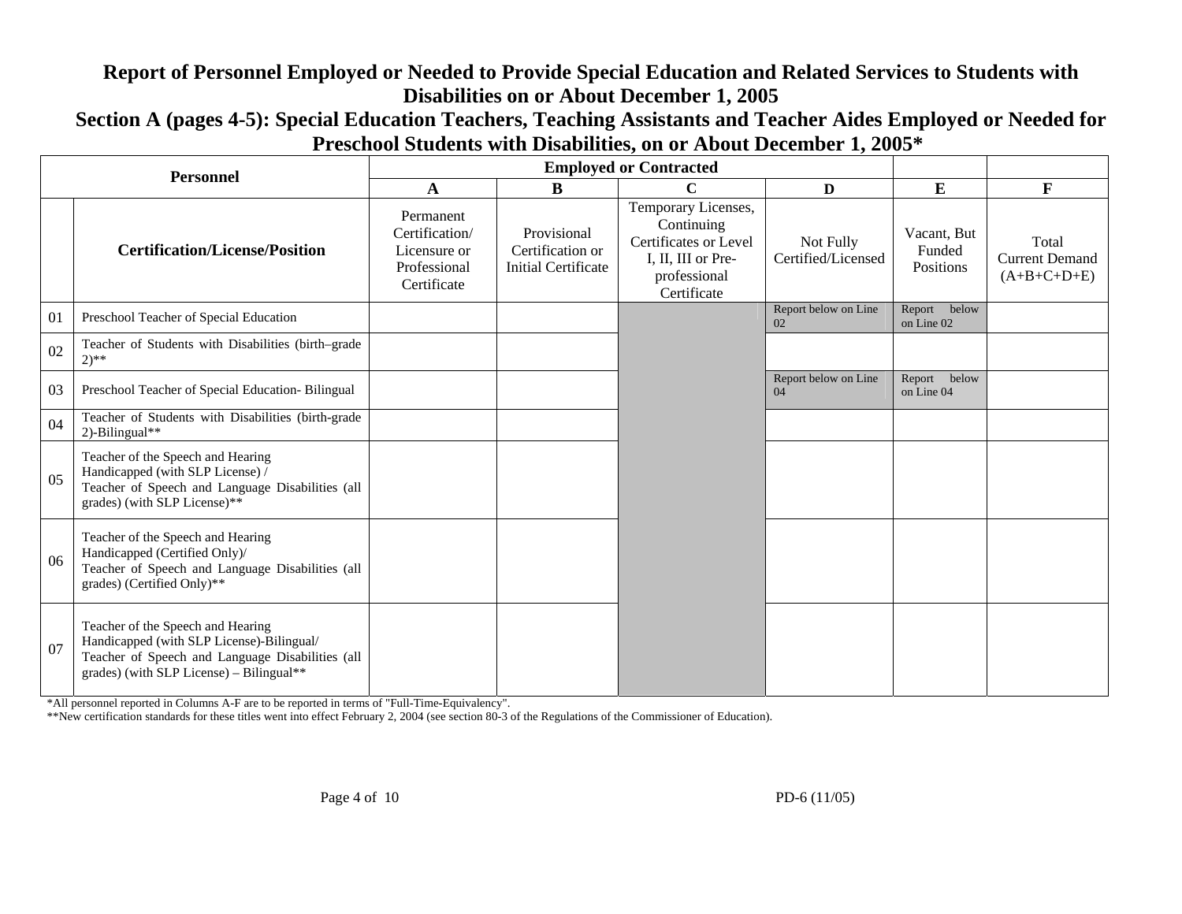# Report of Personnel Employed or Needed to Provide Special Education and Related Services to Students with Disabilities on or About December 1, 2005

## Section A (pages 4-5): Special Education Teachers, Teaching Assistants and Teacher Aides Employed or Needed for Preschool Students with Disabilities, on or About December 1, 2005*

| Personnel | | Employed or Contracted | | | | | |
|---|---|---|---|---|---|---|---|
| | | A | B | C | D | E | F |
| | Certification/License/Position | Permanent Certification/ Licensure or Professional Certificate | Provisional Certification or Initial Certificate | Temporary Licenses, Continuing Certificates or Level I, II, III or Pre-professional Certificate | Not Fully Certified/Licensed | Vacant, But Funded Positions | Total Current Demand (A+B+C+D+E) |
| 01 | Preschool Teacher of Special Education | | | | Report below on Line 02 | Report below on Line 02 | |
| 02 | Teacher of Students with Disabilities (birth–grade 2)** | | | | | | |
| 03 | Preschool Teacher of Special Education- Bilingual | | | | Report below on Line 04 | Report below on Line 04 | |
| 04 | Teacher of Students with Disabilities (birth-grade 2)-Bilingual** | | | | | | |
| 05 | Teacher of the Speech and Hearing Handicapped (with SLP License) / Teacher of Speech and Language Disabilities (all grades) (with SLP License)** | | | | | | |
| 06 | Teacher of the Speech and Hearing Handicapped (Certified Only)/ Teacher of Speech and Language Disabilities (all grades) (Certified Only)** | | | | | | |
| 07 | Teacher of the Speech and Hearing Handicapped (with SLP License)-Bilingual/ Teacher of Speech and Language Disabilities (all grades) (with SLP License) – Bilingual** | | | | | | |

*All personnel reported in Columns A-F are to be reported in terms of "Full-Time-Equivalency".

**New certification standards for these titles went into effect February 2, 2004 (see section 80-3 of the Regulations of the Commissioner of Education).

PD-6 (11/05)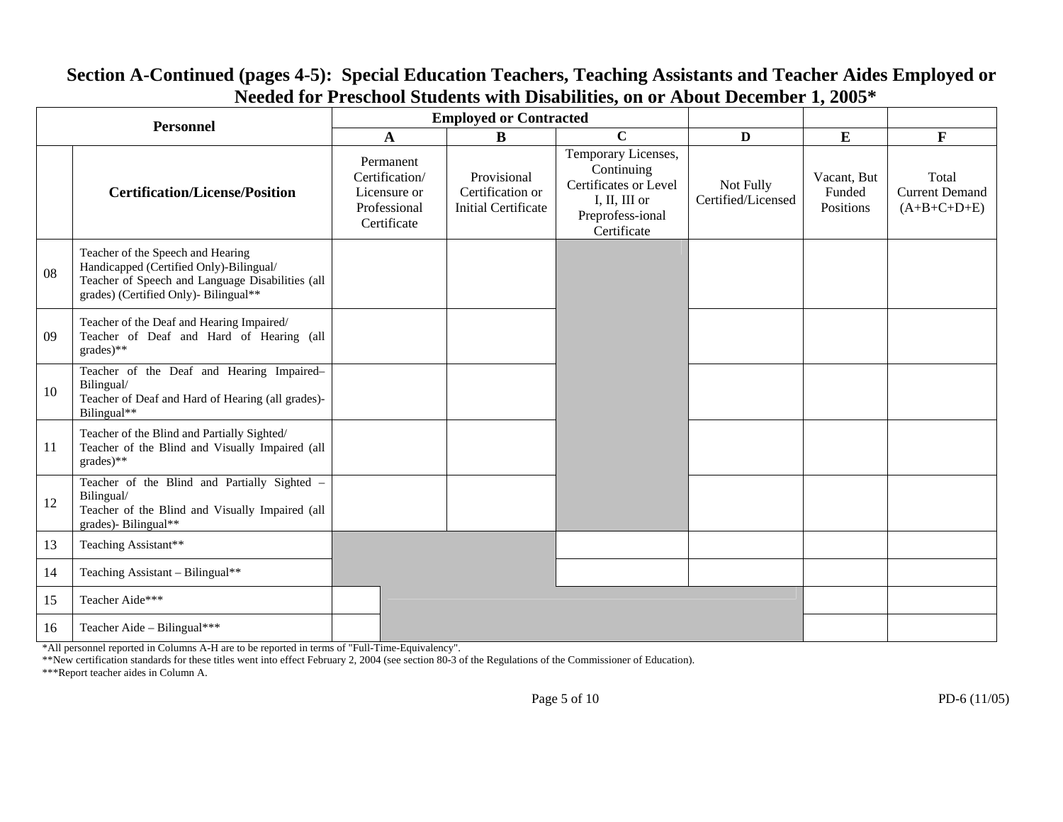## Section A-Continued (pages 4-5): Special Education Teachers, Teaching Assistants and Teacher Aides Employed or Needed for Preschool Students with Disabilities, on or About December 1, 2005*

| Personnel | | Employed or Contracted | | | | | |
|---|---|---|---|---|---|---|---|
| | | A | B | C | D | E | F |
| | Certification/License/Position | Permanent Certification/ Licensure or Professional Certificate | Provisional Certification or Initial Certificate | Temporary Licenses, Continuing Certificates or Level I, II, III or Preprofess-ional Certificate | Not Fully Certified/Licensed | Vacant, But Funded Positions | Total Current Demand (A+B+C+D+E) |
| 08 | Teacher of the Speech and Hearing Handicapped (Certified Only)-Bilingual/ Teacher of Speech and Language Disabilities (all grades) (Certified Only)- Bilingual** | | | | | | |
| 09 | Teacher of the Deaf and Hearing Impaired/ Teacher of Deaf and Hard of Hearing (all grades)** | | | | | | |
| 10 | Teacher of the Deaf and Hearing Impaired–Bilingual/ Teacher of Deaf and Hard of Hearing (all grades)-Bilingual** | | | | | | |
| 11 | Teacher of the Blind and Partially Sighted/ Teacher of the Blind and Visually Impaired (all grades)** | | | | | | |
| 12 | Teacher of the Blind and Partially Sighted – Bilingual/ Teacher of the Blind and Visually Impaired (all grades)- Bilingual** | | | | | | |
| 13 | Teaching Assistant** | | | | | | |
| 14 | Teaching Assistant – Bilingual** | | | | | | |
| 15 | Teacher Aide*** | | | | | | |
| 16 | Teacher Aide – Bilingual*** | | | | | | |

*All personnel reported in Columns A-H are to be reported in terms of "Full-Time-Equivalency".

**New certification standards for these titles went into effect February 2, 2004 (see section 80-3 of the Regulations of the Commissioner of Education).

***Report teacher aides in Column A.

PD-6 (11/05)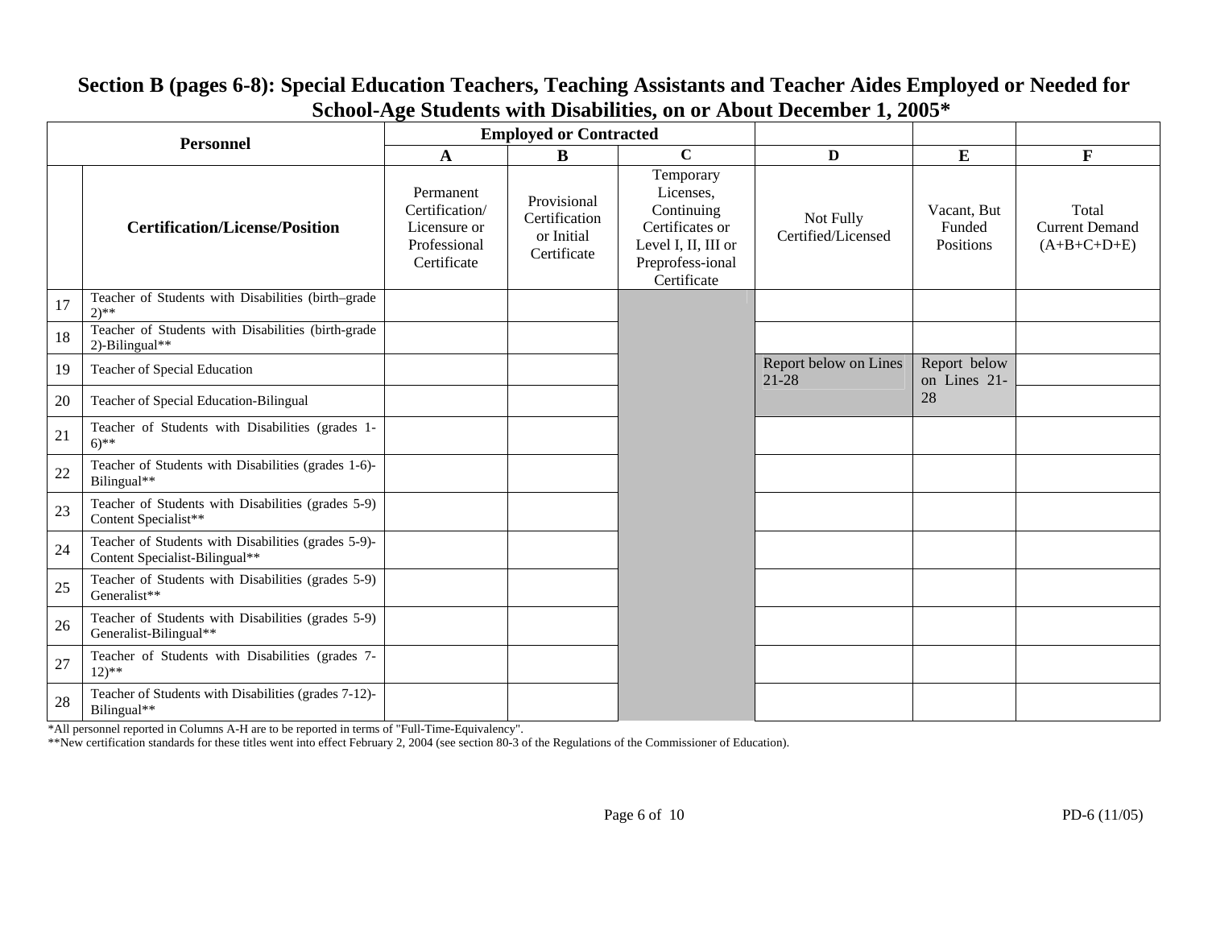## Section B (pages 6-8): Special Education Teachers, Teaching Assistants and Teacher Aides Employed or Needed for School-Age Students with Disabilities, on or About December 1, 2005*

| Personnel | | Employed or Contracted | | | | | |
|---|---|---|---|---|---|---|---|
| | | A | B | C | D | E | F |
| | Certification/License/Position | Permanent Certification/ Licensure or Professional Certificate | Provisional Certification or Initial Certificate | Temporary Licenses, Continuing Certificates or Level I, II, III or Preprofess-ional Certificate | Not Fully Certified/Licensed | Vacant, But Funded Positions | Total Current Demand (A+B+C+D+E) |
| 17 | Teacher of Students with Disabilities (birth–grade 2)** | | | | | | |
| 18 | Teacher of Students with Disabilities (birth-grade 2)-Bilingual** | | | | | | |
| 19 | Teacher of Special Education | | | | Report below on Lines 21-28 | Report below on Lines 21-28 | |
| 20 | Teacher of Special Education-Bilingual | | | | | | |
| 21 | Teacher of Students with Disabilities (grades 1-6)** | | | | | | |
| 22 | Teacher of Students with Disabilities (grades 1-6)-Bilingual** | | | | | | |
| 23 | Teacher of Students with Disabilities (grades 5-9) Content Specialist** | | | | | | |
| 24 | Teacher of Students with Disabilities (grades 5-9)-Content Specialist-Bilingual** | | | | | | |
| 25 | Teacher of Students with Disabilities (grades 5-9) Generalist** | | | | | | |
| 26 | Teacher of Students with Disabilities (grades 5-9) Generalist-Bilingual** | | | | | | |
| 27 | Teacher of Students with Disabilities (grades 7-12)** | | | | | | |
| 28 | Teacher of Students with Disabilities (grades 7-12)-Bilingual** | | | | | | |

*All personnel reported in Columns A-H are to be reported in terms of "Full-Time-Equivalency".

**New certification standards for these titles went into effect February 2, 2004 (see section 80-3 of the Regulations of the Commissioner of Education).

PD-6 (11/05)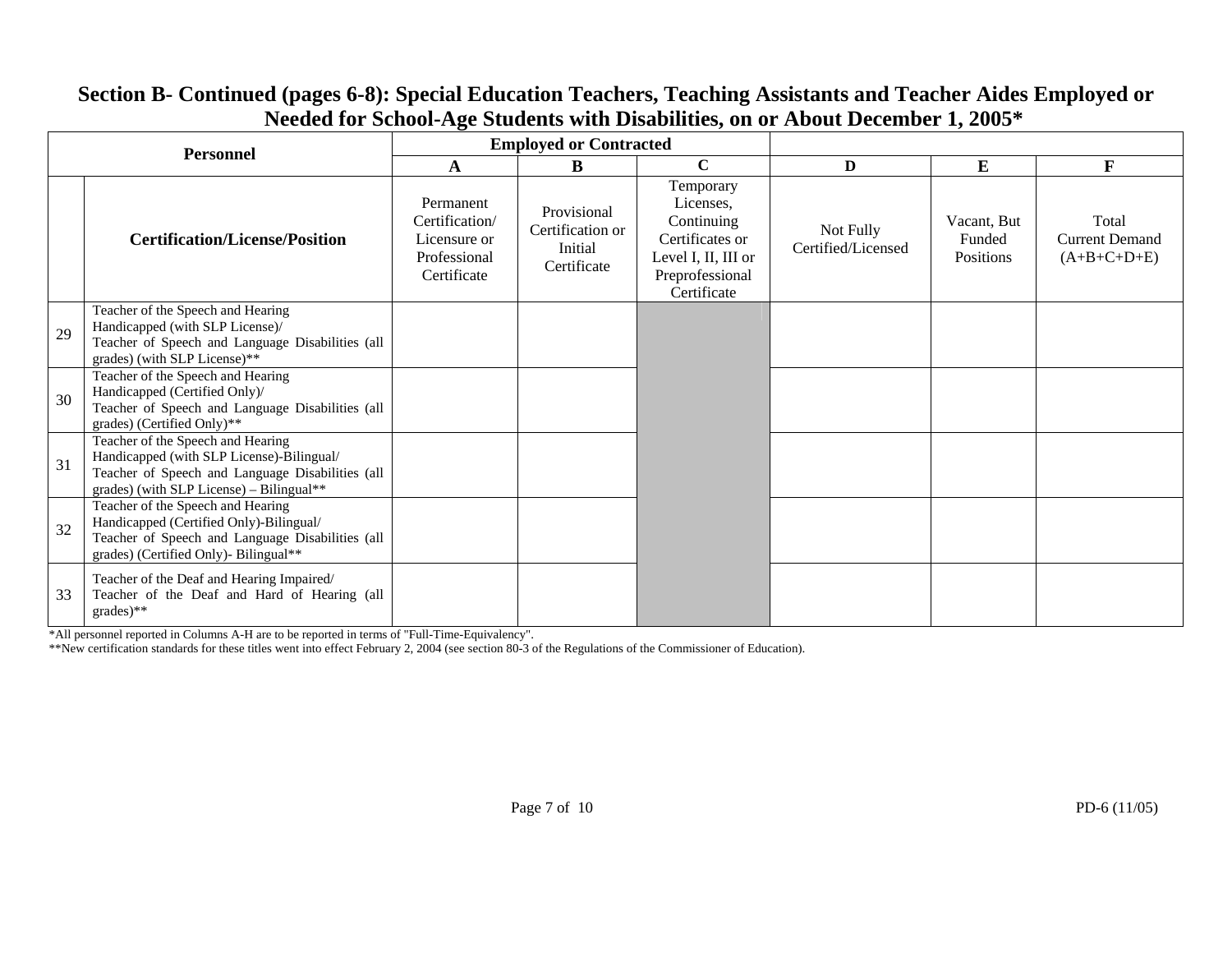## Section B- Continued (pages 6-8): Special Education Teachers, Teaching Assistants and Teacher Aides Employed or Needed for School-Age Students with Disabilities, on or About December 1, 2005*

| Personnel | | Employed or Contracted | | | | | |
|---|---|---|---|---|---|---|---|
| | | A | B | C | D | E | F |
| | Certification/License/Position | Permanent Certification/ Licensure or Professional Certificate | Provisional Certification or Initial Certificate | Temporary Licenses, Continuing Certificates or Level I, II, III or Preprofessional Certificate | Not Fully Certified/Licensed | Vacant, But Funded Positions | Total Current Demand (A+B+C+D+E) |
| 29 | Teacher of the Speech and Hearing Handicapped (with SLP License)/ Teacher of Speech and Language Disabilities (all grades) (with SLP License)** | | | | | | |
| 30 | Teacher of the Speech and Hearing Handicapped (Certified Only)/ Teacher of Speech and Language Disabilities (all grades) (Certified Only)** | | | | | | |
| 31 | Teacher of the Speech and Hearing Handicapped (with SLP License)-Bilingual/ Teacher of Speech and Language Disabilities (all grades) (with SLP License) – Bilingual** | | | | | | |
| 32 | Teacher of the Speech and Hearing Handicapped (Certified Only)-Bilingual/ Teacher of Speech and Language Disabilities (all grades) (Certified Only)- Bilingual** | | | | | | |
| 33 | Teacher of the Deaf and Hearing Impaired/ Teacher of the Deaf and Hard of Hearing (all grades)** | | | | | | |

*All personnel reported in Columns A-H are to be reported in terms of "Full-Time-Equivalency".

**New certification standards for these titles went into effect February 2, 2004 (see section 80-3 of the Regulations of the Commissioner of Education).

PD-6 (11/05)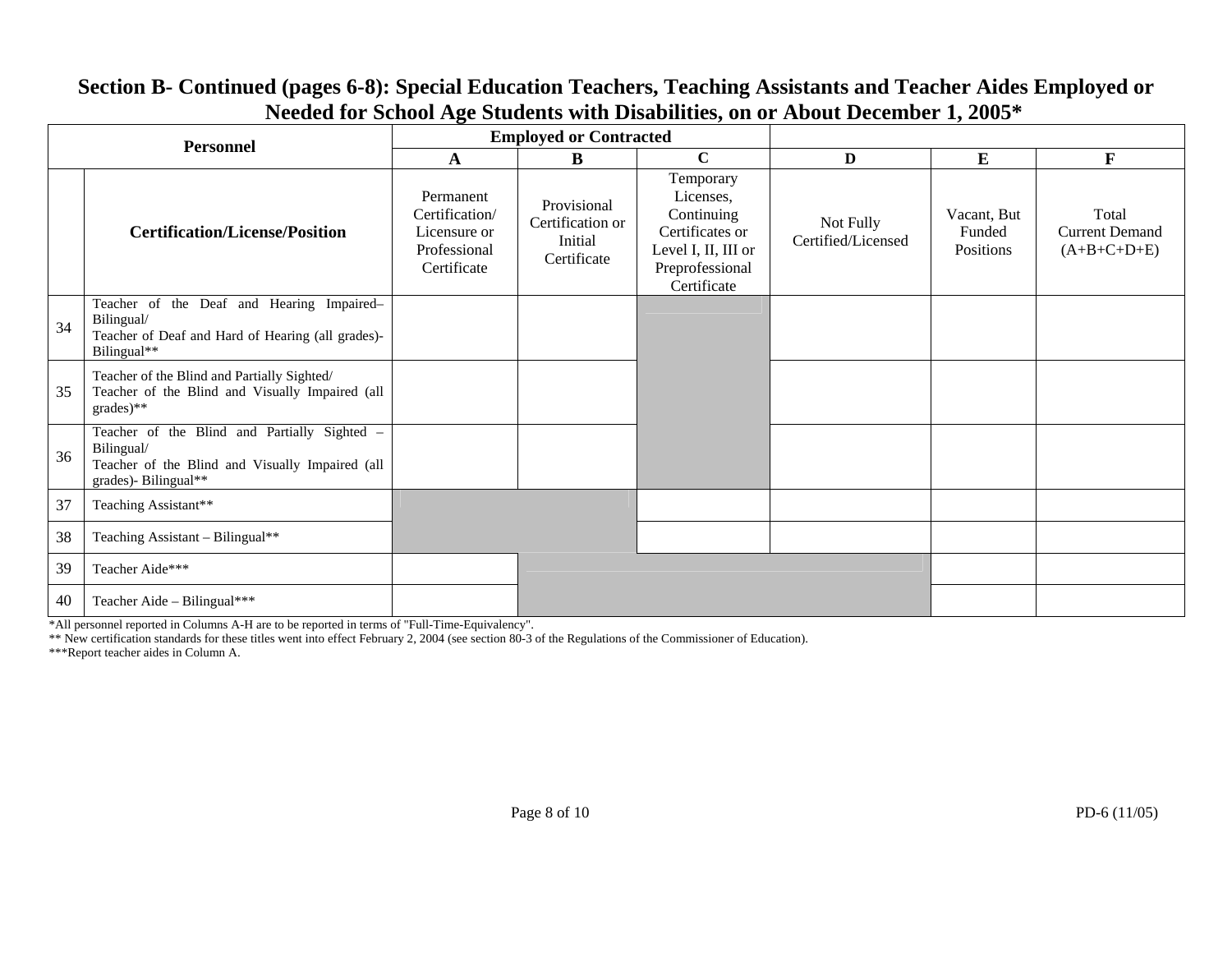## Section B- Continued (pages 6-8): Special Education Teachers, Teaching Assistants and Teacher Aides Employed or Needed for School Age Students with Disabilities, on or About December 1, 2005*

| Personnel | | Employed or Contracted | | | | | |
|---|---|---|---|---|---|---|---|
| | | A | B | C | D | E | F |
| | Certification/License/Position | Permanent Certification/ Licensure or Professional Certificate | Provisional Certification or Initial Certificate | Temporary Licenses, Continuing Certificates or Level I, II, III or Preprofessional Certificate | Not Fully Certified/Licensed | Vacant, But Funded Positions | Total Current Demand (A+B+C+D+E) |
| 34 | Teacher of the Deaf and Hearing Impaired– Bilingual/ Teacher of Deaf and Hard of Hearing (all grades)- Bilingual** | | | | | | |
| 35 | Teacher of the Blind and Partially Sighted/ Teacher of the Blind and Visually Impaired (all grades)** | | | | | | |
| 36 | Teacher of the Blind and Partially Sighted – Bilingual/ Teacher of the Blind and Visually Impaired (all grades)- Bilingual** | | | | | | |
| 37 | Teaching Assistant** | | | | | | |
| 38 | Teaching Assistant – Bilingual** | | | | | | |
| 39 | Teacher Aide*** | | | | | | |
| 40 | Teacher Aide – Bilingual*** | | | | | | |

*All personnel reported in Columns A-H are to be reported in terms of "Full-Time-Equivalency".

** New certification standards for these titles went into effect February 2, 2004 (see section 80-3 of the Regulations of the Commissioner of Education).

***Report teacher aides in Column A.

PD-6 (11/05)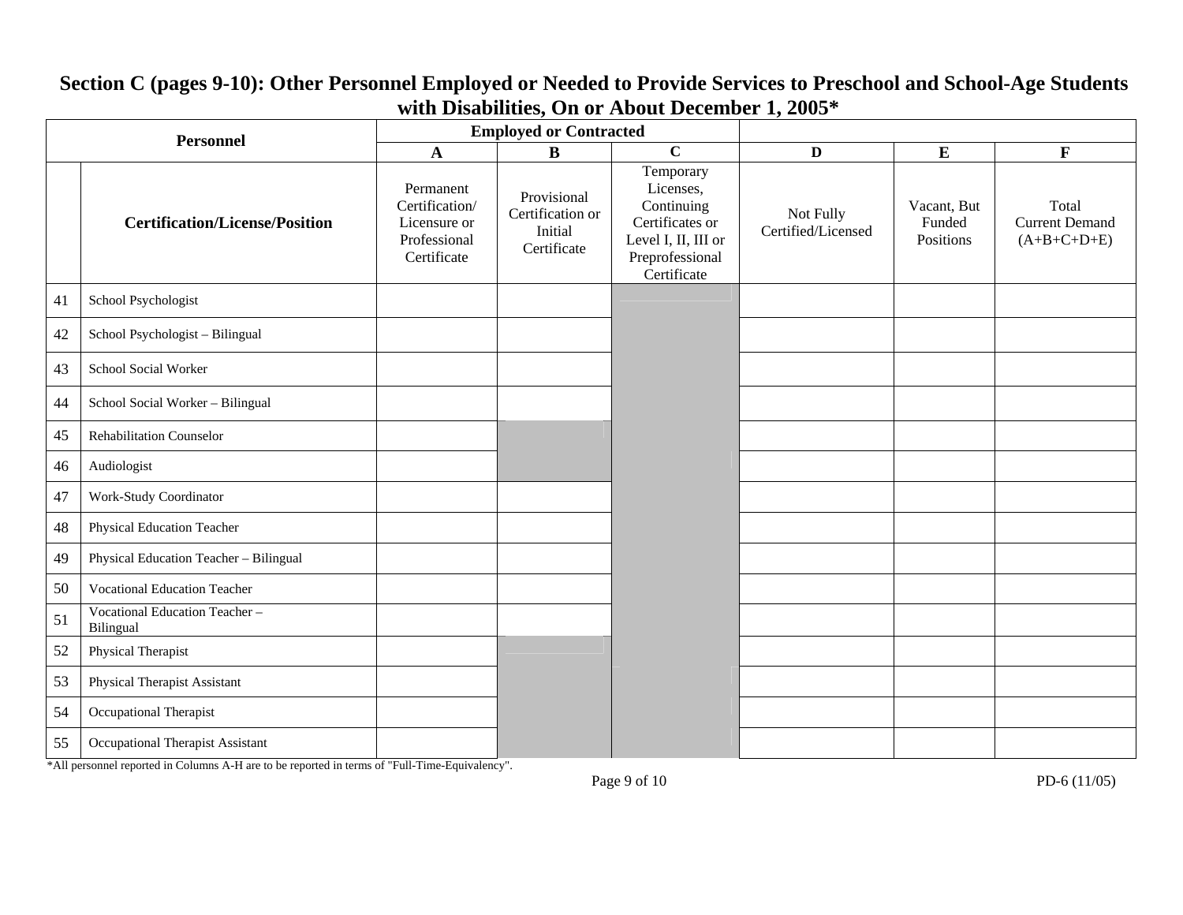## Section C (pages 9-10): Other Personnel Employed or Needed to Provide Services to Preschool and School-Age Students with Disabilities, On or About December 1, 2005*

| Personnel | | Employed or Contracted | | | | | |
|---|---|---|---|---|---|---|---|
| | | A | B | C | D | E | F |
| | Certification/License/Position | Permanent Certification/ Licensure or Professional Certificate | Provisional Certification or Initial Certificate | Temporary Licenses, Continuing Certificates or Level I, II, III or Preprofessional Certificate | Not Fully Certified/Licensed | Vacant, But Funded Positions | Total Current Demand (A+B+C+D+E) |
| 41 | School Psychologist | | | | | | |
| 42 | School Psychologist – Bilingual | | | | | | |
| 43 | School Social Worker | | | | | | |
| 44 | School Social Worker – Bilingual | | | | | | |
| 45 | Rehabilitation Counselor | | | | | | |
| 46 | Audiologist | | | | | | |
| 47 | Work-Study Coordinator | | | | | | |
| 48 | Physical Education Teacher | | | | | | |
| 49 | Physical Education Teacher – Bilingual | | | | | | |
| 50 | Vocational Education Teacher | | | | | | |
| 51 | Vocational Education Teacher – Bilingual | | | | | | |
| 52 | Physical Therapist | | | | | | |
| 53 | Physical Therapist Assistant | | | | | | |
| 54 | Occupational Therapist | | | | | | |
| 55 | Occupational Therapist Assistant | | | | | | |

*All personnel reported in Columns A-H are to be reported in terms of "Full-Time-Equivalency".

PD-6 (11/05)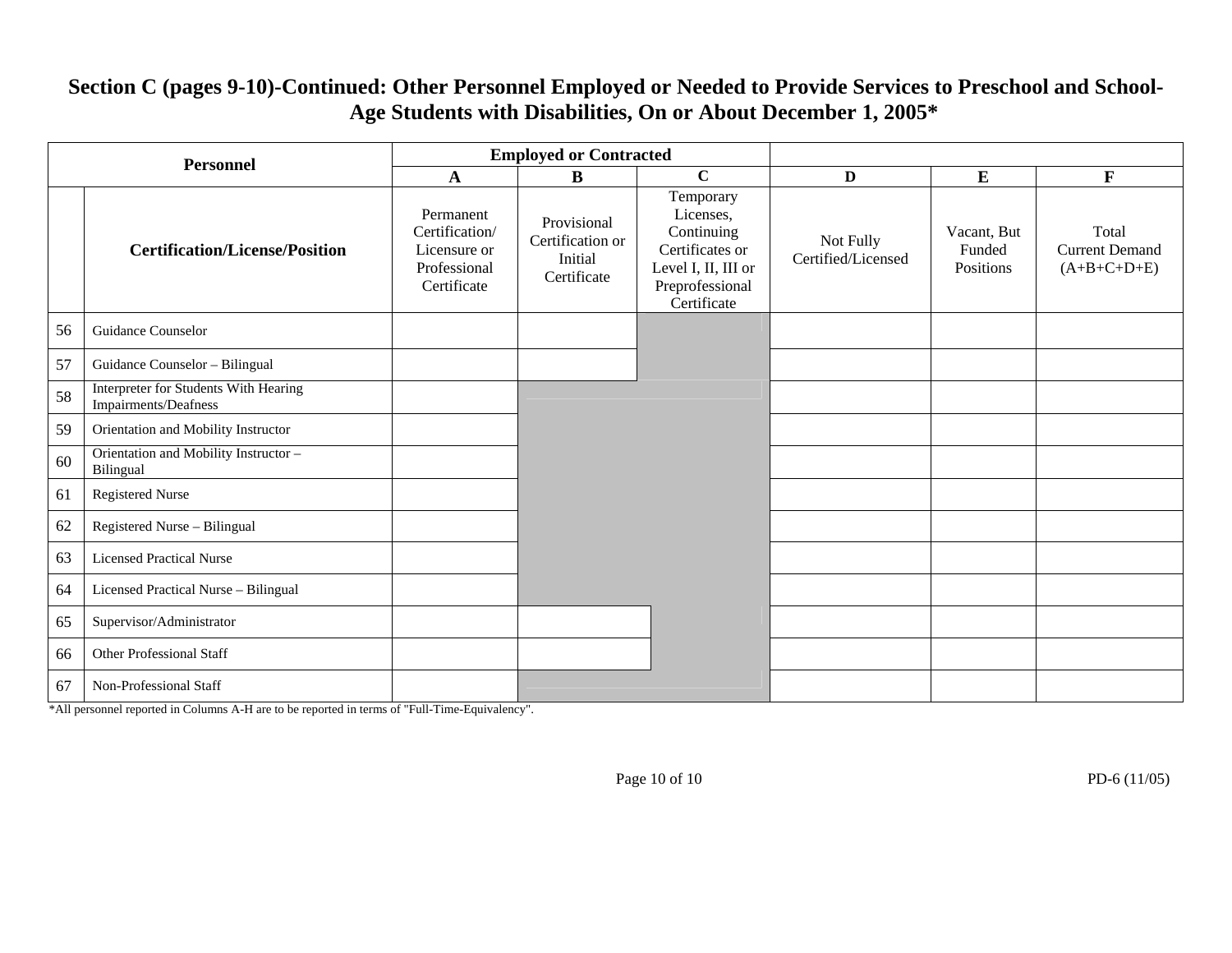# Section C (pages 9-10)-Continued: Other Personnel Employed or Needed to Provide Services to Preschool and School-Age Students with Disabilities, On or About December 1, 2005*

| Personnel | | Employed or Contracted | | | | | |
|---|---|---|---|---|---|---|---|
| | | A | B | C | D | E | F |
| | Certification/License/Position | Permanent Certification/ Licensure or Professional Certificate | Provisional Certification or Initial Certificate | Temporary Licenses, Continuing Certificates or Level I, II, III or Preprofessional Certificate | Not Fully Certified/Licensed | Vacant, But Funded Positions | Total Current Demand (A+B+C+D+E) |
| 56 | Guidance Counselor | | | | | | |
| 57 | Guidance Counselor – Bilingual | | | | | | |
| 58 | Interpreter for Students With Hearing Impairments/Deafness | | | | | | |
| 59 | Orientation and Mobility Instructor | | | | | | |
| 60 | Orientation and Mobility Instructor – Bilingual | | | | | | |
| 61 | Registered Nurse | | | | | | |
| 62 | Registered Nurse – Bilingual | | | | | | |
| 63 | Licensed Practical Nurse | | | | | | |
| 64 | Licensed Practical Nurse – Bilingual | | | | | | |
| 65 | Supervisor/Administrator | | | | | | |
| 66 | Other Professional Staff | | | | | | |
| 67 | Non-Professional Staff | | | | | | |

*All personnel reported in Columns A-H are to be reported in terms of "Full-Time-Equivalency".

PD-6 (11/05)